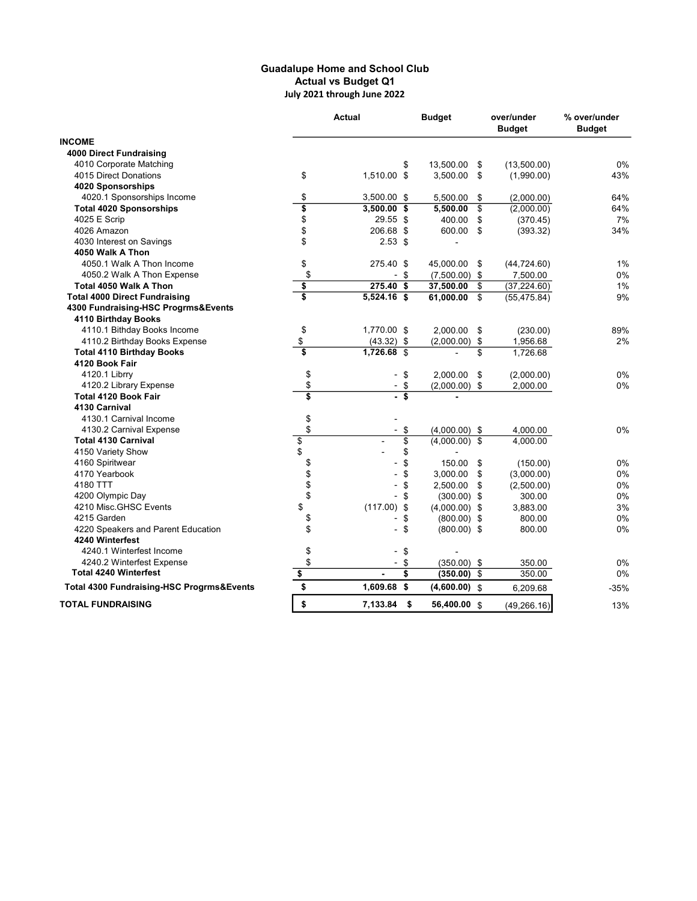**Guadalupe Home and School Club**
**Actual vs Budget Q1**
**July 2021 through June 2022**

| | Actual | Budget | over/under Budget | % over/under Budget |
|---|---|---|---|---|
| **INCOME** | | | | |
| **4000 Direct Fundraising** | | | | |
| 4010 Corporate Matching | | $ 13,500.00 | $ (13,500.00) | 0% |
| 4015 Direct Donations | $ 1,510.00 | $ 3,500.00 | $ (1,990.00) | 43% |
| **4020 Sponsorships** | | | | |
| 4020.1 Sponsorships Income | $ 3,500.00 | $ 5,500.00 | $ (2,000.00) | 64% |
| **Total 4020 Sponsorships** | **$ 3,500.00** | **$ 5,500.00** | $ (2,000.00) | 64% |
| 4025 E Scrip | $ 29.55 | $ 400.00 | $ (370.45) | 7% |
| 4026 Amazon | $ 206.68 | $ 600.00 | $ (393.32) | 34% |
| 4030 Interest on Savings | $ 2.53 | $ - | | |
| **4050 Walk A Thon** | | | | |
| 4050.1 Walk A Thon Income | $ 275.40 | $ 45,000.00 | $ (44,724.60) | 1% |
| 4050.2 Walk A Thon Expense | $ - | $ (7,500.00) | $ 7,500.00 | 0% |
| **Total 4050 Walk A Thon** | **$ 275.40** | **$ 37,500.00** | $ (37,224.60) | 1% |
| **Total 4000 Direct Fundraising** | **$ 5,524.16** | **$ 61,000.00** | $ (55,475.84) | 9% |
| **4300 Fundraising-HSC Progrms&Events** | | | | |
| **4110 Birthday Books** | | | | |
| 4110.1 Bithday Books Income | $ 1,770.00 | $ 2,000.00 | $ (230.00) | 89% |
| 4110.2 Birthday Books Expense | $ (43.32) | $ (2,000.00) | $ 1,956.68 | 2% |
| **Total 4110 Birthday Books** | **$ 1,726.68** | $ - | $ 1,726.68 | |
| **4120 Book Fair** | | | | |
| 4120.1 Librry | $ - | $ 2,000.00 | $ (2,000.00) | 0% |
| 4120.2 Library Expense | $ - | $ (2,000.00) | $ 2,000.00 | 0% |
| **Total 4120 Book Fair** | **$ -** | **$ -** | | |
| **4130 Carnival** | | | | |
| 4130.1 Carnival Income | $ - | | | |
| 4130.2 Carnival Expense | $ - | $ (4,000.00) | $ 4,000.00 | 0% |
| **Total 4130 Carnival** | $ - | $ (4,000.00) | $ 4,000.00 | |
| 4150 Variety Show | $ - | $ - | | |
| 4160 Spiritwear | $ - | $ 150.00 | $ (150.00) | 0% |
| 4170 Yearbook | $ - | $ 3,000.00 | $ (3,000.00) | 0% |
| 4180 TTT | $ - | $ 2,500.00 | $ (2,500.00) | 0% |
| 4200 Olympic Day | $ - | $ (300.00) | $ 300.00 | 0% |
| 4210 Misc.GHSC Events | $ (117.00) | $ (4,000.00) | $ 3,883.00 | 3% |
| 4215 Garden | $ - | $ (800.00) | $ 800.00 | 0% |
| 4220 Speakers and Parent Education | $ - | $ (800.00) | $ 800.00 | 0% |
| **4240 Winterfest** | | | | |
| 4240.1 Winterfest Income | $ - | $ - | | |
| 4240.2 Winterfest Expense | $ - | $ (350.00) | $ 350.00 | 0% |
| **Total 4240 Winterfest** | **$ -** | **$ (350.00)** | $ 350.00 | 0% |
| **Total 4300 Fundraising-HSC Progrms&Events** | **$ 1,609.68** | **$ (4,600.00)** | $ 6,209.68 | -35% |
| **TOTAL FUNDRAISING** | **$ 7,133.84** | **$ 56,400.00** | $ (49,266.16) | 13% |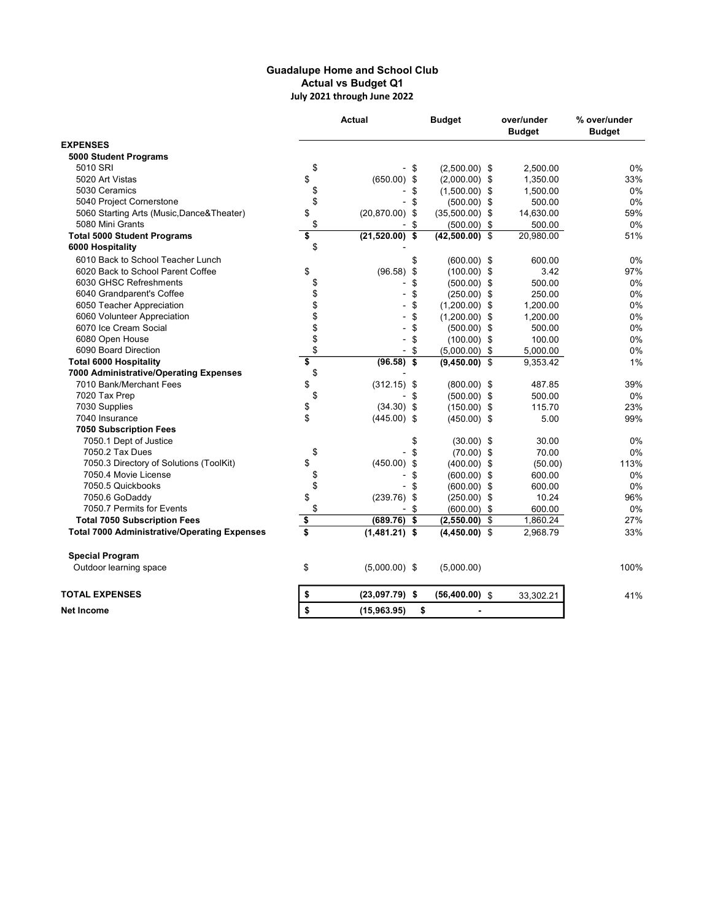**Guadalupe Home and School Club**
**Actual vs Budget Q1**
**July 2021 through June 2022**

| | Actual | Budget | over/under Budget | % over/under Budget |
|---|---|---|---|---|
| **EXPENSES** | | | | |
| **5000 Student Programs** | | | | |
| 5010 SRI | $ - | $ (2,500.00) | $ 2,500.00 | 0% |
| 5020 Art Vistas | $ (650.00) | $ (2,000.00) | $ 1,350.00 | 33% |
| 5030 Ceramics | $ - | $ (1,500.00) | $ 1,500.00 | 0% |
| 5040 Project Cornerstone | $ - | $ (500.00) | $ 500.00 | 0% |
| 5060 Starting Arts (Music,Dance&Theater) | $ (20,870.00) | $ (35,500.00) | $ 14,630.00 | 59% |
| 5080 Mini Grants | $ - | $ (500.00) | $ 500.00 | 0% |
| **Total 5000 Student Programs** | **$ (21,520.00)** | **$ (42,500.00)** | $ 20,980.00 | 51% |
| **6000 Hospitality** | $ - | | | |
| 6010 Back to School Teacher Lunch | | $ (600.00) | $ 600.00 | 0% |
| 6020 Back to School Parent Coffee | $ (96.58) | $ (100.00) | $ 3.42 | 97% |
| 6030 GHSC Refreshments | $ - | $ (500.00) | $ 500.00 | 0% |
| 6040 Grandparent's Coffee | $ - | $ (250.00) | $ 250.00 | 0% |
| 6050 Teacher Appreciation | $ - | $ (1,200.00) | $ 1,200.00 | 0% |
| 6060 Volunteer Appreciation | $ - | $ (1,200.00) | $ 1,200.00 | 0% |
| 6070 Ice Cream Social | $ - | $ (500.00) | $ 500.00 | 0% |
| 6080 Open House | $ - | $ (100.00) | $ 100.00 | 0% |
| 6090 Board Direction | $ - | $ (5,000.00) | $ 5,000.00 | 0% |
| **Total 6000 Hospitality** | **$ (96.58)** | **$ (9,450.00)** | $ 9,353.42 | 1% |
| **7000 Administrative/Operating Expenses** | $ - | | | |
| 7010 Bank/Merchant Fees | $ (312.15) | $ (800.00) | $ 487.85 | 39% |
| 7020 Tax Prep | $ - | $ (500.00) | $ 500.00 | 0% |
| 7030 Supplies | $ (34.30) | $ (150.00) | $ 115.70 | 23% |
| 7040 Insurance | $ (445.00) | $ (450.00) | $ 5.00 | 99% |
| **7050 Subscription Fees** | | | | |
| 7050.1 Dept of Justice | | $ (30.00) | $ 30.00 | 0% |
| 7050.2 Tax Dues | $ - | $ (70.00) | $ 70.00 | 0% |
| 7050.3 Directory of Solutions (ToolKit) | $ (450.00) | $ (400.00) | $ (50.00) | 113% |
| 7050.4 Movie License | $ - | $ (600.00) | $ 600.00 | 0% |
| 7050.5 Quickbooks | $ - | $ (600.00) | $ 600.00 | 0% |
| 7050.6 GoDaddy | $ (239.76) | $ (250.00) | $ 10.24 | 96% |
| 7050.7 Permits for Events | $ - | $ (600.00) | $ 600.00 | 0% |
| **Total 7050 Subscription Fees** | **$ (689.76)** | **$ (2,550.00)** | $ 1,860.24 | 27% |
| **Total 7000 Administrative/Operating Expenses** | **$ (1,481.21)** | **$ (4,450.00)** | $ 2,968.79 | 33% |
| **Special Program** | | | | |
| Outdoor learning space | $ (5,000.00) | $ (5,000.00) | | 100% |
| **TOTAL EXPENSES** | **$ (23,097.79)** | **$ (56,400.00)** | $ 33,302.21 | 41% |
| **Net Income** | **$ (15,963.95)** | **$ -** | | |